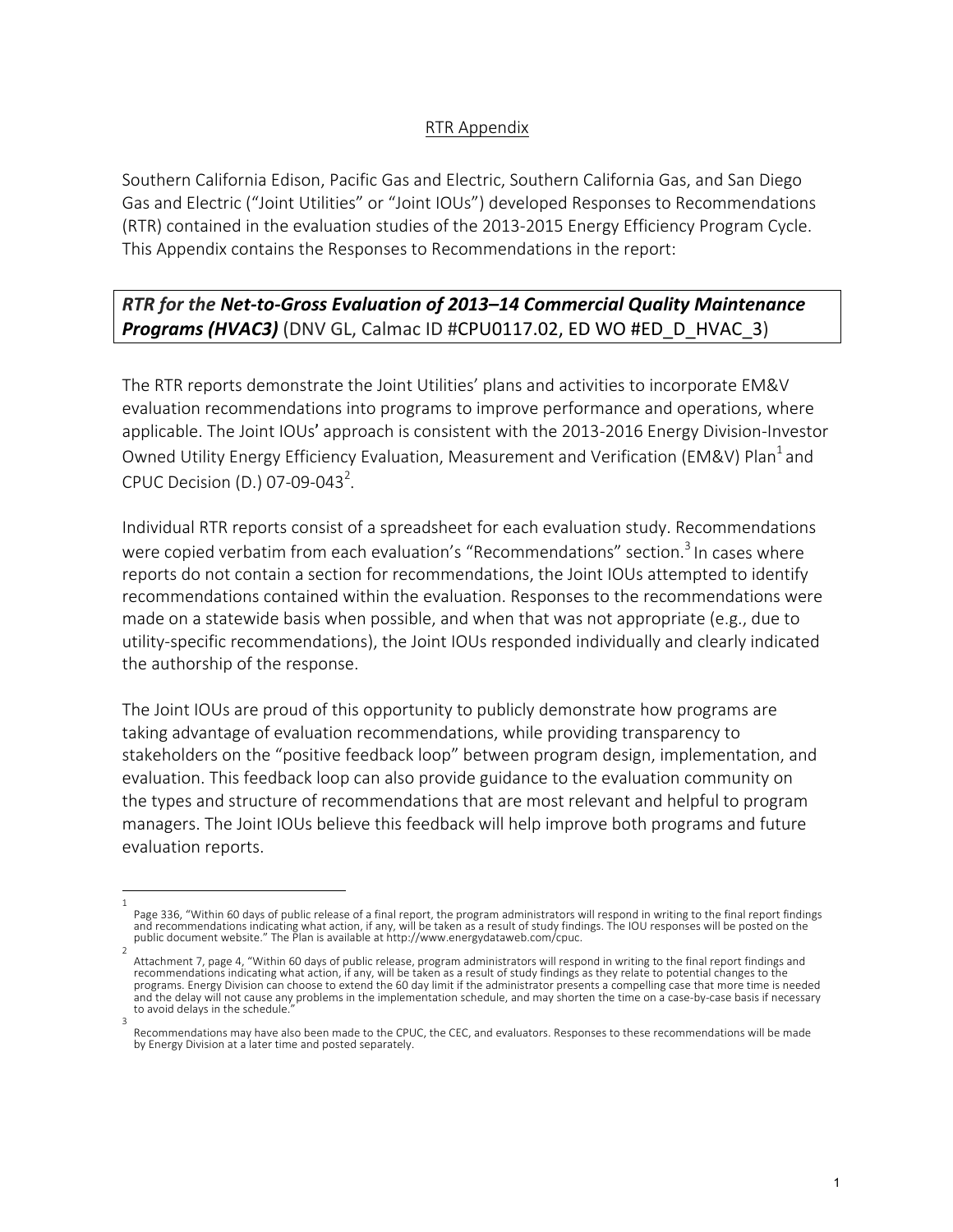RTR Appendix

Southern California Edison, Pacific Gas and Electric, Southern California Gas, and San Diego Gas and Electric ("Joint Utilities" or "Joint IOUs") developed Responses to Recommendations (RTR) contained in the evaluation studies of the 2013-2015 Energy Efficiency Program Cycle. This Appendix contains the Responses to Recommendations in the report:

***RTR for the Net-to-Gross Evaluation of 2013–14 Commercial Quality Maintenance Programs (HVAC3)*** (DNV GL, Calmac ID #CPU0117.02, ED WO #ED_D_HVAC_3)

The RTR reports demonstrate the Joint Utilities' plans and activities to incorporate EM&V evaluation recommendations into programs to improve performance and operations, where applicable. The Joint IOUs' approach is consistent with the 2013-2016 Energy Division-Investor Owned Utility Energy Efficiency Evaluation, Measurement and Verification (EM&V) Plan[1] and CPUC Decision (D.) 07-09-043[2].

Individual RTR reports consist of a spreadsheet for each evaluation study. Recommendations were copied verbatim from each evaluation's "Recommendations" section.[3] In cases where reports do not contain a section for recommendations, the Joint IOUs attempted to identify recommendations contained within the evaluation. Responses to the recommendations were made on a statewide basis when possible, and when that was not appropriate (e.g., due to utility-specific recommendations), the Joint IOUs responded individually and clearly indicated the authorship of the response.

The Joint IOUs are proud of this opportunity to publicly demonstrate how programs are taking advantage of evaluation recommendations, while providing transparency to stakeholders on the "positive feedback loop" between program design, implementation, and evaluation. This feedback loop can also provide guidance to the evaluation community on the types and structure of recommendations that are most relevant and helpful to program managers. The Joint IOUs believe this feedback will help improve both programs and future evaluation reports.

---

1. Page 336, "Within 60 days of public release of a final report, the program administrators will respond in writing to the final report findings and recommendations indicating what action, if any, will be taken as a result of study findings. The IOU responses will be posted on the public document website." The Plan is available at http://www.energydataweb.com/cpuc.
2. Attachment 7, page 4, "Within 60 days of public release, program administrators will respond in writing to the final report findings and recommendations indicating what action, if any, will be taken as a result of study findings as they relate to potential changes to the programs. Energy Division can choose to extend the 60 day limit if the administrator presents a compelling case that more time is needed and the delay will not cause any problems in the implementation schedule, and may shorten the time on a case-by-case basis if necessary to avoid delays in the schedule."
3. Recommendations may have also been made to the CPUC, the CEC, and evaluators. Responses to these recommendations will be made by Energy Division at a later time and posted separately.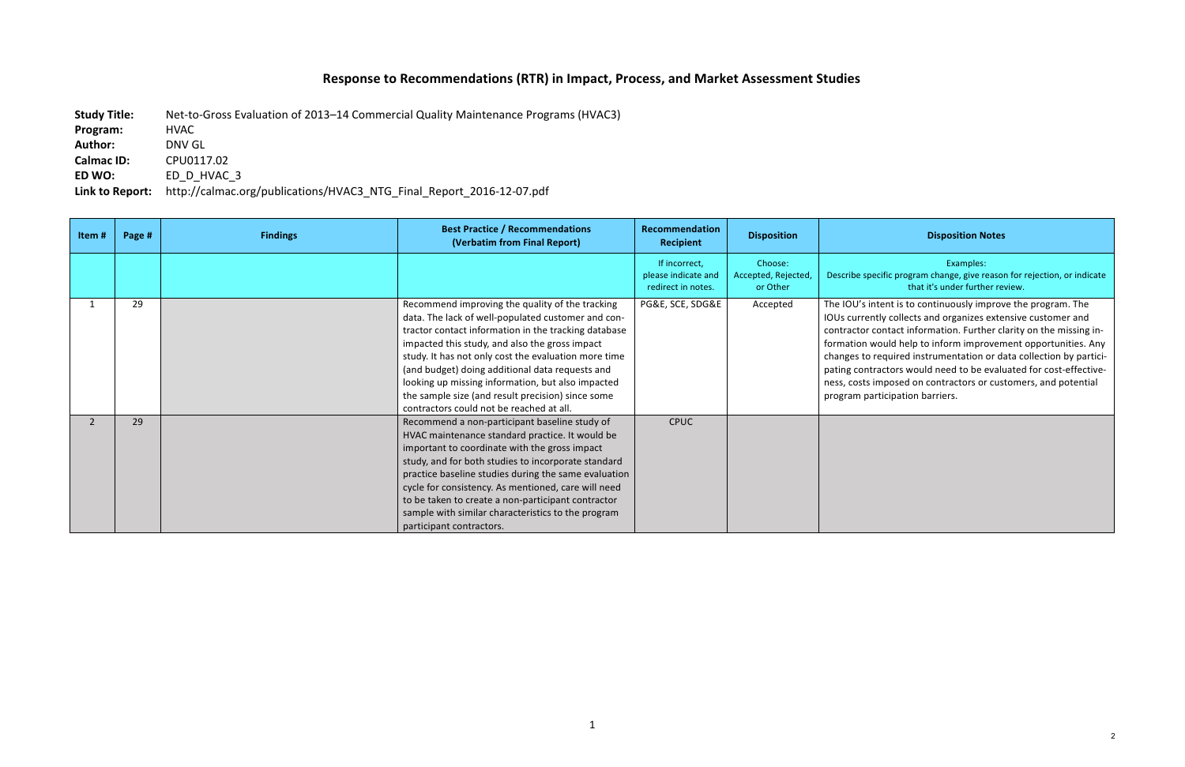# Response to Recommendations (RTR) in Impact, Process, and Market Assessment Studies

**Study Title:** Net-to-Gross Evaluation of 2013–14 Commercial Quality Maintenance Programs (HVAC3)
**Program:** HVAC
**Author:** DNV GL
**Calmac ID:** CPU0117.02
**ED WO:** ED_D_HVAC_3
**Link to Report:** http://calmac.org/publications/HVAC3_NTG_Final_Report_2016-12-07.pdf

| Item # | Page # | Findings | Best Practice / Recommendations (Verbatim from Final Report) | Recommendation Recipient | Disposition | Disposition Notes |
|---|---|---|---|---|---|---|
| | | | | If incorrect, please indicate and redirect in notes. | Choose: Accepted, Rejected, or Other | Examples: Describe specific program change, give reason for rejection, or indicate that it's under further review. |
| 1 | 29 | | Recommend improving the quality of the tracking data. The lack of well-populated customer and contractor contact information in the tracking database impacted this study, and also the gross impact study. It has not only cost the evaluation more time (and budget) doing additional data requests and looking up missing information, but also impacted the sample size (and result precision) since some contractors could not be reached at all. | PG&E, SCE, SDG&E | Accepted | The IOU's intent is to continuously improve the program. The IOUs currently collects and organizes extensive customer and contractor contact information. Further clarity on the missing information would help to inform improvement opportunities. Any changes to required instrumentation or data collection by participating contractors would need to be evaluated for cost-effectiveness, costs imposed on contractors or customers, and potential program participation barriers. |
| 2 | 29 | | Recommend a non-participant baseline study of HVAC maintenance standard practice. It would be important to coordinate with the gross impact study, and for both studies to incorporate standard practice baseline studies during the same evaluation cycle for consistency. As mentioned, care will need to be taken to create a non-participant contractor sample with similar characteristics to the program participant contractors. | CPUC | | |